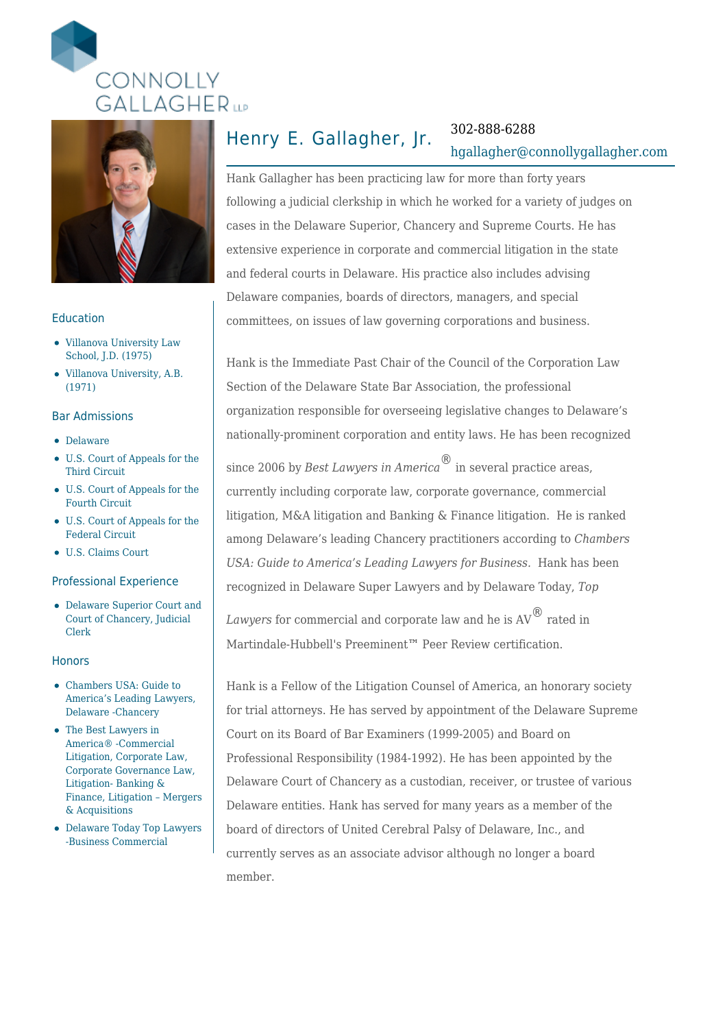CONNOLLY GALLAGHER LLP

# Henry E. Gallagher, Jr.

302-888-6288

hgallagher@connollygallagher.com

Hank Gallagher has been practicing law for more than forty years following a judicial clerkship in which he worked for a variety of judges on cases in the Delaware Superior, Chancery and Supreme Courts. He has extensive experience in corporate and commercial litigation in the state and federal courts in Delaware. His practice also includes advising Delaware companies, boards of directors, managers, and special committees, on issues of law governing corporations and business.

Hank is the Immediate Past Chair of the Council of the Corporation Law Section of the Delaware State Bar Association, the professional organization responsible for overseeing legislative changes to Delaware's nationally-prominent corporation and entity laws. He has been recognized since 2006 by *Best Lawyers in America*® in several practice areas, currently including corporate law, corporate governance, commercial litigation, M&A litigation and Banking & Finance litigation. He is ranked among Delaware's leading Chancery practitioners according to *Chambers USA: Guide to America's Leading Lawyers for Business.* Hank has been recognized in Delaware Super Lawyers and by Delaware Today, *Top Lawyers* for commercial and corporate law and he is AV® rated in Martindale-Hubbell's Preeminent™ Peer Review certification.

Hank is a Fellow of the Litigation Counsel of America, an honorary society for trial attorneys. He has served by appointment of the Delaware Supreme Court on its Board of Bar Examiners (1999-2005) and Board on Professional Responsibility (1984-1992). He has been appointed by the Delaware Court of Chancery as a custodian, receiver, or trustee of various Delaware entities. Hank has served for many years as a member of the board of directors of United Cerebral Palsy of Delaware, Inc., and currently serves as an associate advisor although no longer a board member.

## Education

- Villanova University Law School, J.D. (1975)
- Villanova University, A.B. (1971)

## Bar Admissions

- Delaware
- U.S. Court of Appeals for the Third Circuit
- U.S. Court of Appeals for the Fourth Circuit
- U.S. Court of Appeals for the Federal Circuit
- U.S. Claims Court

## Professional Experience

- Delaware Superior Court and Court of Chancery, Judicial Clerk

## Honors

- Chambers USA: Guide to America's Leading Lawyers, Delaware -Chancery
- The Best Lawyers in America® -Commercial Litigation, Corporate Law, Corporate Governance Law, Litigation- Banking & Finance, Litigation – Mergers & Acquisitions
- Delaware Today Top Lawyers -Business Commercial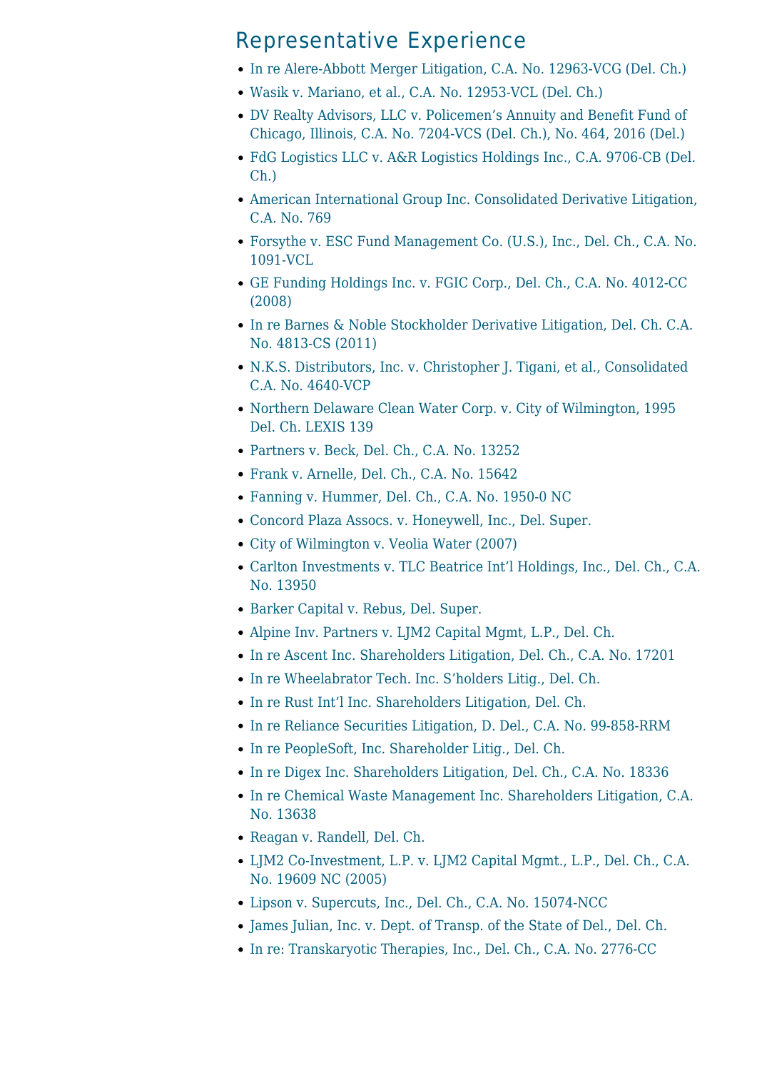## Representative Experience

- In re Alere-Abbott Merger Litigation, C.A. No. 12963-VCG (Del. Ch.)
- Wasik v. Mariano, et al., C.A. No. 12953-VCL (Del. Ch.)
- DV Realty Advisors, LLC v. Policemen's Annuity and Benefit Fund of Chicago, Illinois, C.A. No. 7204-VCS (Del. Ch.), No. 464, 2016 (Del.)
- FdG Logistics LLC v. A&R Logistics Holdings Inc., C.A. 9706-CB (Del. Ch.)
- American International Group Inc. Consolidated Derivative Litigation, C.A. No. 769
- Forsythe v. ESC Fund Management Co. (U.S.), Inc., Del. Ch., C.A. No. 1091-VCL
- GE Funding Holdings Inc. v. FGIC Corp., Del. Ch., C.A. No. 4012-CC (2008)
- In re Barnes & Noble Stockholder Derivative Litigation, Del. Ch. C.A. No. 4813-CS (2011)
- N.K.S. Distributors, Inc. v. Christopher J. Tigani, et al., Consolidated C.A. No. 4640-VCP
- Northern Delaware Clean Water Corp. v. City of Wilmington, 1995 Del. Ch. LEXIS 139
- Partners v. Beck, Del. Ch., C.A. No. 13252
- Frank v. Arnelle, Del. Ch., C.A. No. 15642
- Fanning v. Hummer, Del. Ch., C.A. No. 1950-0 NC
- Concord Plaza Assocs. v. Honeywell, Inc., Del. Super.
- City of Wilmington v. Veolia Water (2007)
- Carlton Investments v. TLC Beatrice Int'l Holdings, Inc., Del. Ch., C.A. No. 13950
- Barker Capital v. Rebus, Del. Super.
- Alpine Inv. Partners v. LJM2 Capital Mgmt, L.P., Del. Ch.
- In re Ascent Inc. Shareholders Litigation, Del. Ch., C.A. No. 17201
- In re Wheelabrator Tech. Inc. S'holders Litig., Del. Ch.
- In re Rust Int'l Inc. Shareholders Litigation, Del. Ch.
- In re Reliance Securities Litigation, D. Del., C.A. No. 99-858-RRM
- In re PeopleSoft, Inc. Shareholder Litig., Del. Ch.
- In re Digex Inc. Shareholders Litigation, Del. Ch., C.A. No. 18336
- In re Chemical Waste Management Inc. Shareholders Litigation, C.A. No. 13638
- Reagan v. Randell, Del. Ch.
- LJM2 Co-Investment, L.P. v. LJM2 Capital Mgmt., L.P., Del. Ch., C.A. No. 19609 NC (2005)
- Lipson v. Supercuts, Inc., Del. Ch., C.A. No. 15074-NCC
- James Julian, Inc. v. Dept. of Transp. of the State of Del., Del. Ch.
- In re: Transkaryotic Therapies, Inc., Del. Ch., C.A. No. 2776-CC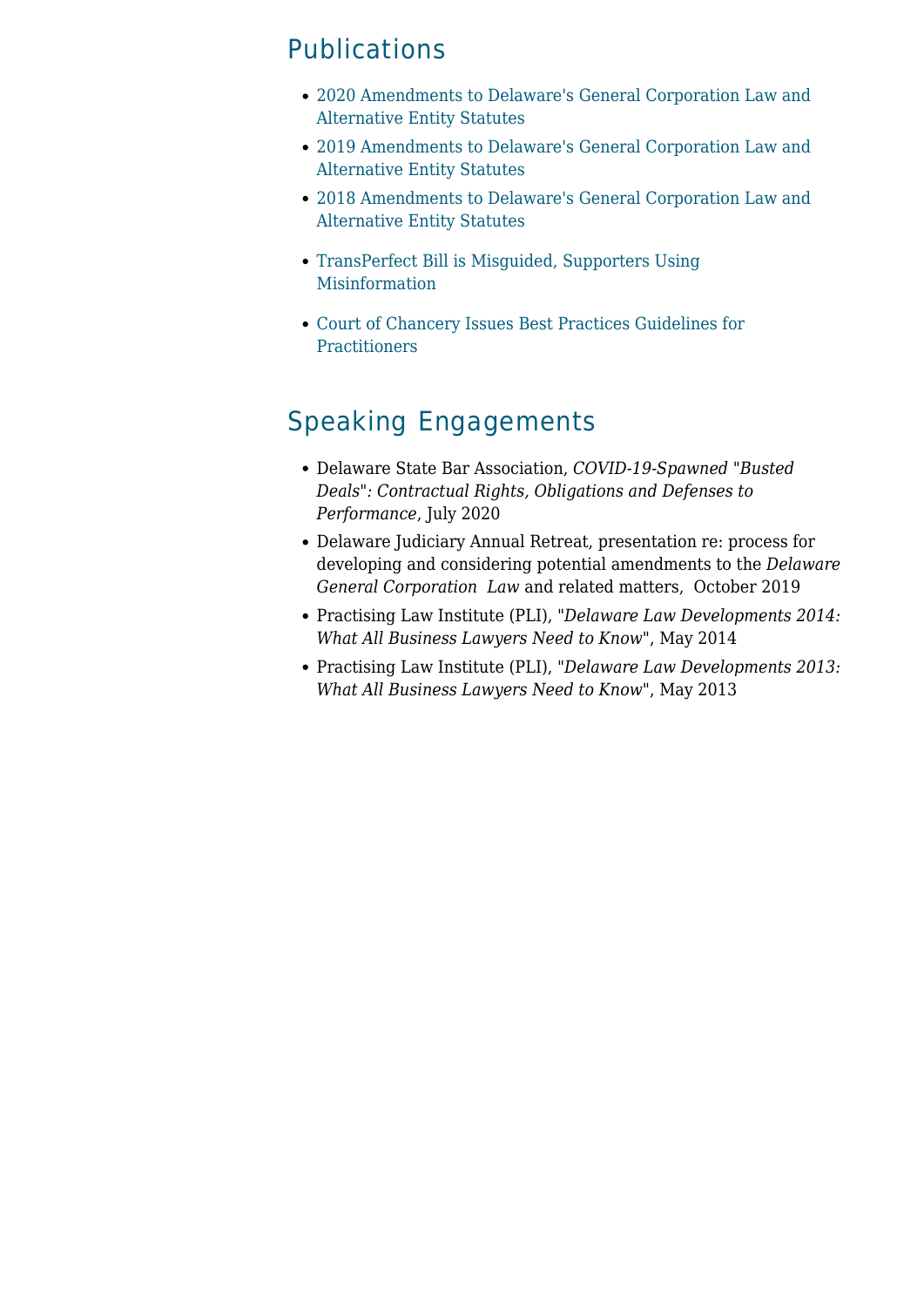## Publications

- 2020 Amendments to Delaware's General Corporation Law and Alternative Entity Statutes
- 2019 Amendments to Delaware's General Corporation Law and Alternative Entity Statutes
- 2018 Amendments to Delaware's General Corporation Law and Alternative Entity Statutes
- TransPerfect Bill is Misguided, Supporters Using Misinformation
- Court of Chancery Issues Best Practices Guidelines for Practitioners

## Speaking Engagements

- Delaware State Bar Association, *COVID-19-Spawned "Busted Deals": Contractual Rights, Obligations and Defenses to Performance*, July 2020
- Delaware Judiciary Annual Retreat, presentation re: process for developing and considering potential amendments to the *Delaware General Corporation Law* and related matters, October 2019
- Practising Law Institute (PLI), "*Delaware Law Developments 2014: What All Business Lawyers Need to Know*", May 2014
- Practising Law Institute (PLI), "*Delaware Law Developments 2013: What All Business Lawyers Need to Know*", May 2013